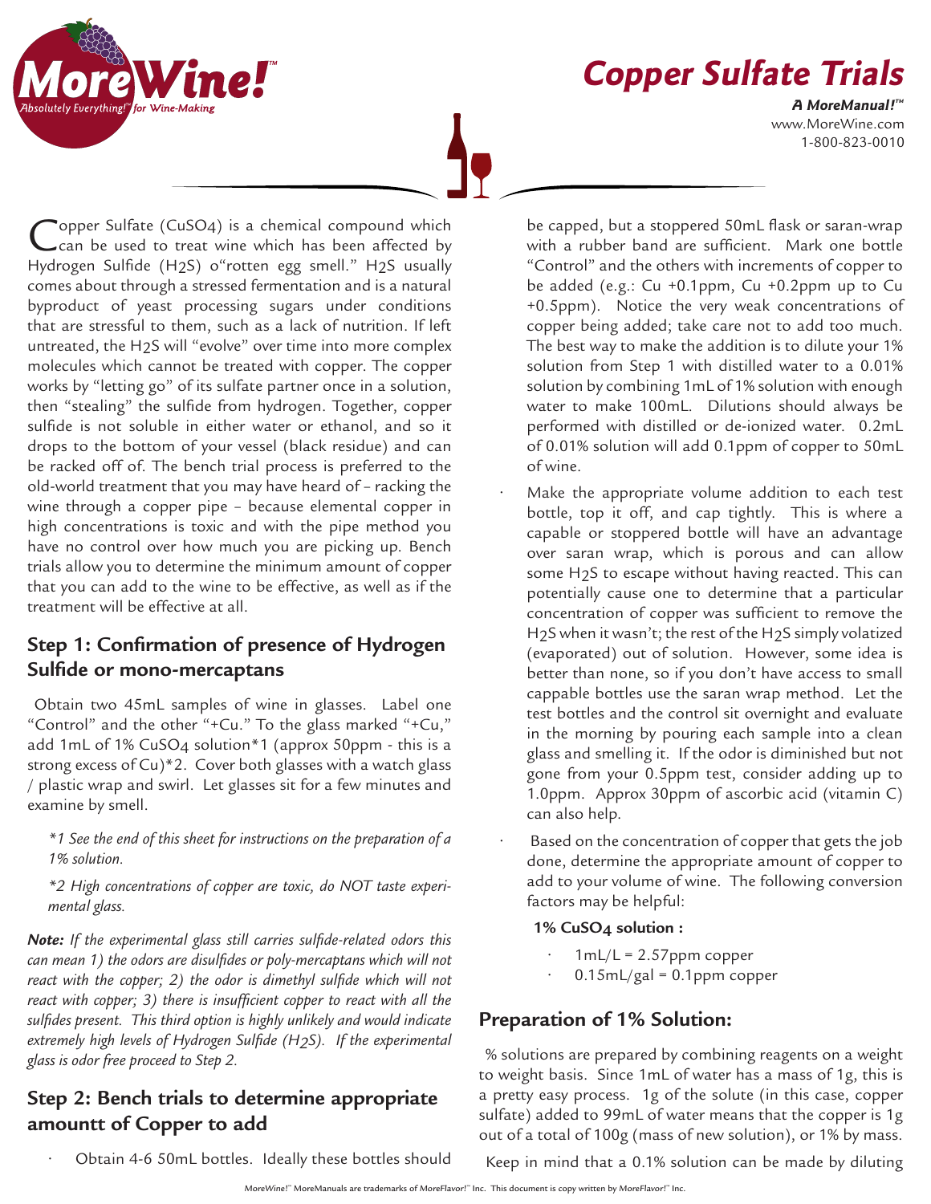# Copper Sulfate Trials

**A MoreManual!™**
www.MoreWine.com
1-800-823-0010

Copper Sulfate ($CuSO_4$) is a chemical compound which can be used to treat wine which has been affected by Hydrogen Sulfide ($H_2S$) o"rotten egg smell." $H_2S$ usually comes about through a stressed fermentation and is a natural byproduct of yeast processing sugars under conditions that are stressful to them, such as a lack of nutrition. If left untreated, the $H_2S$ will "evolve" over time into more complex molecules which cannot be treated with copper. The copper works by "letting go" of its sulfate partner once in a solution, then "stealing" the sulfide from hydrogen. Together, copper sulfide is not soluble in either water or ethanol, and so it drops to the bottom of your vessel (black residue) and can be racked off of. The bench trial process is preferred to the old-world treatment that you may have heard of – racking the wine through a copper pipe – because elemental copper in high concentrations is toxic and with the pipe method you have no control over how much you are picking up. Bench trials allow you to determine the minimum amount of copper that you can add to the wine to be effective, as well as if the treatment will be effective at all.

## Step 1: Confirmation of presence of Hydrogen Sulfide or mono-mercaptans

Obtain two 45mL samples of wine in glasses. Label one "Control" and the other "+Cu." To the glass marked "+Cu," add 1mL of 1% $CuSO_4$ solution*1 (approx 50ppm - this is a strong excess of Cu)*2. Cover both glasses with a watch glass / plastic wrap and swirl. Let glasses sit for a few minutes and examine by smell.

*\*1 See the end of this sheet for instructions on the preparation of a 1% solution.*

*\*2 High concentrations of copper are toxic, do NOT taste experimental glass.*

***Note:** If the experimental glass still carries sulfide-related odors this can mean 1) the odors are disulfides or poly-mercaptans which will not react with the copper; 2) the odor is dimethyl sulfide which will not react with copper; 3) there is insufficient copper to react with all the sulfides present. This third option is highly unlikely and would indicate extremely high levels of Hydrogen Sulfide ($H_2S$). If the experimental glass is odor free proceed to Step 2.*

## Step 2: Bench trials to determine appropriate amountt of Copper to add

- Obtain 4-6 50mL bottles. Ideally these bottles should be capped, but a stoppered 50mL flask or saran-wrap with a rubber band are sufficient. Mark one bottle "Control" and the others with increments of copper to be added (e.g.: Cu +0.1ppm, Cu +0.2ppm up to Cu +0.5ppm). Notice the very weak concentrations of copper being added; take care not to add too much. The best way to make the addition is to dilute your 1% solution from Step 1 with distilled water to a 0.01% solution by combining 1mL of 1% solution with enough water to make 100mL. Dilutions should always be performed with distilled or de-ionized water. 0.2mL of 0.01% solution will add 0.1ppm of copper to 50mL of wine.
- Make the appropriate volume addition to each test bottle, top it off, and cap tightly. This is where a capable or stoppered bottle will have an advantage over saran wrap, which is porous and can allow some $H_2S$ to escape without having reacted. This can potentially cause one to determine that a particular concentration of copper was sufficient to remove the $H_2S$ when it wasn't; the rest of the $H_2S$ simply volatized (evaporated) out of solution. However, some idea is better than none, so if you don't have access to small cappable bottles use the saran wrap method. Let the test bottles and the control sit overnight and evaluate in the morning by pouring each sample into a clean glass and smelling it. If the odor is diminished but not gone from your 0.5ppm test, consider adding up to 1.0ppm. Approx 30ppm of ascorbic acid (vitamin C) can also help.
- Based on the concentration of copper that gets the job done, determine the appropriate amount of copper to add to your volume of wine. The following conversion factors may be helpful:

**1% $CuSO_4$ solution :**

- 1mL/L = 2.57ppm copper
- 0.15mL/gal = 0.1ppm copper

## Preparation of 1% Solution:

% solutions are prepared by combining reagents on a weight to weight basis. Since 1mL of water has a mass of 1g, this is a pretty easy process. 1g of the solute (in this case, copper sulfate) added to 99mL of water means that the copper is 1g out of a total of 100g (mass of new solution), or 1% by mass.

Keep in mind that a 0.1% solution can be made by diluting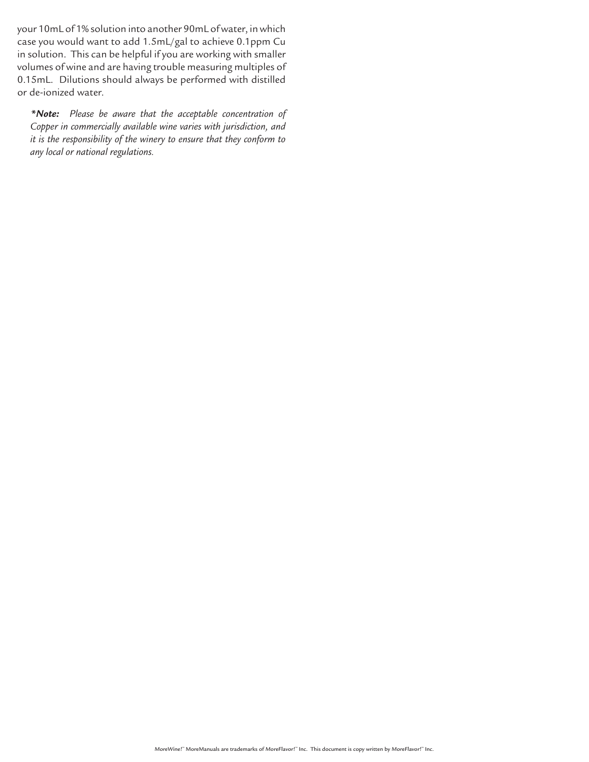your 10mL of 1% solution into another 90mL of water, in which case you would want to add 1.5mL/gal to achieve 0.1ppm Cu in solution. This can be helpful if you are working with smaller volumes of wine and are having trouble measuring multiples of 0.15mL. Dilutions should always be performed with distilled or de-ionized water.

*\*Note:* *Please be aware that the acceptable concentration of Copper in commercially available wine varies with jurisdiction, and it is the responsibility of the winery to ensure that they conform to any local or national regulations.*

MoreWine!™ MoreManuals are trademarks of MoreFlavor!™ Inc. This document is copy written by MoreFlavor!™ Inc.